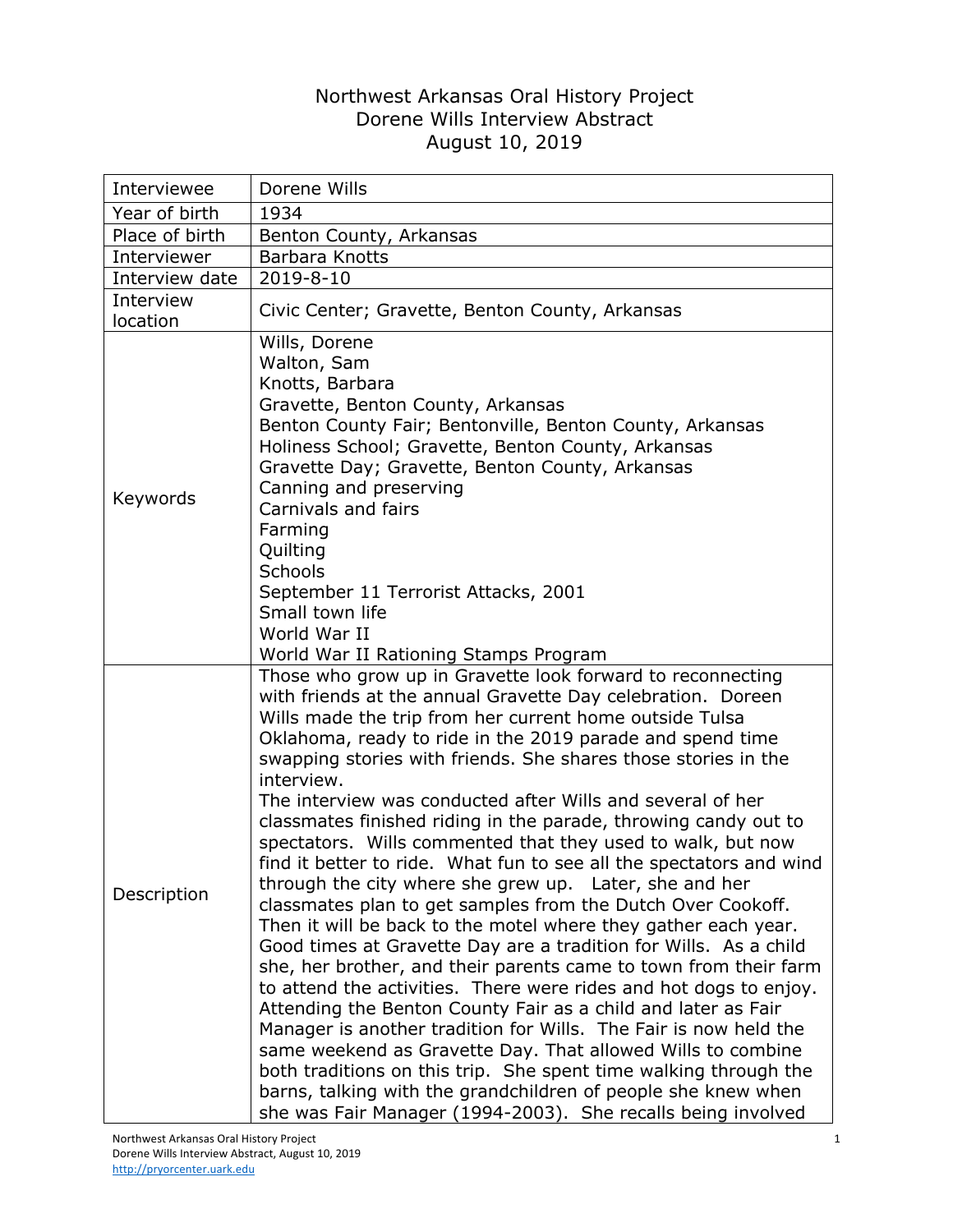# Northwest Arkansas Oral History Project
## Dorene Wills Interview Abstract
### August 10, 2019

| | |
|---|---|
| Interviewee | Dorene Wills |
| Year of birth | 1934 |
| Place of birth | Benton County, Arkansas |
| Interviewer | Barbara Knotts |
| Interview date | 2019-8-10 |
| Interview location | Civic Center; Gravette, Benton County, Arkansas |
| Keywords | Wills, Dorene<br>Walton, Sam<br>Knotts, Barbara<br>Gravette, Benton County, Arkansas<br>Benton County Fair; Bentonville, Benton County, Arkansas<br>Holiness School; Gravette, Benton County, Arkansas<br>Gravette Day; Gravette, Benton County, Arkansas<br>Canning and preserving<br>Carnivals and fairs<br>Farming<br>Quilting<br>Schools<br>September 11 Terrorist Attacks, 2001<br>Small town life<br>World War II<br>World War II Rationing Stamps Program |
| Description | Those who grow up in Gravette look forward to reconnecting with friends at the annual Gravette Day celebration. Doreen Wills made the trip from her current home outside Tulsa Oklahoma, ready to ride in the 2019 parade and spend time swapping stories with friends. She shares those stories in the interview.<br>The interview was conducted after Wills and several of her classmates finished riding in the parade, throwing candy out to spectators. Wills commented that they used to walk, but now find it better to ride. What fun to see all the spectators and wind through the city where she grew up. Later, she and her classmates plan to get samples from the Dutch Over Cookoff. Then it will be back to the motel where they gather each year. Good times at Gravette Day are a tradition for Wills. As a child she, her brother, and their parents came to town from their farm to attend the activities. There were rides and hot dogs to enjoy. Attending the Benton County Fair as a child and later as Fair Manager is another tradition for Wills. The Fair is now held the same weekend as Gravette Day. That allowed Wills to combine both traditions on this trip. She spent time walking through the barns, talking with the grandchildren of people she knew when she was Fair Manager (1994-2003). She recalls being involved |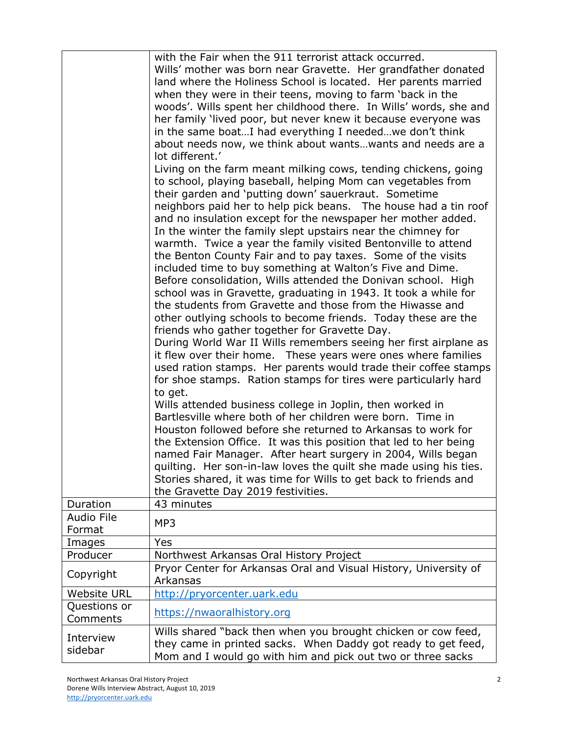| | |
|---|---|
| | with the Fair when the 911 terrorist attack occurred.<br>Wills' mother was born near Gravette. Her grandfather donated land where the Holiness School is located. Her parents married when they were in their teens, moving to farm 'back in the woods'. Wills spent her childhood there. In Wills' words, she and her family 'lived poor, but never knew it because everyone was in the same boat…I had everything I needed…we don't think about needs now, we think about wants…wants and needs are a lot different.'<br>Living on the farm meant milking cows, tending chickens, going to school, playing baseball, helping Mom can vegetables from their garden and 'putting down' sauerkraut. Sometime neighbors paid her to help pick beans. The house had a tin roof and no insulation except for the newspaper her mother added. In the winter the family slept upstairs near the chimney for warmth. Twice a year the family visited Bentonville to attend the Benton County Fair and to pay taxes. Some of the visits included time to buy something at Walton's Five and Dime.<br>Before consolidation, Wills attended the Donivan school. High school was in Gravette, graduating in 1943. It took a while for the students from Gravette and those from the Hiwasse and other outlying schools to become friends. Today these are the friends who gather together for Gravette Day.<br>During World War II Wills remembers seeing her first airplane as it flew over their home. These years were ones where families used ration stamps. Her parents would trade their coffee stamps for shoe stamps. Ration stamps for tires were particularly hard to get.<br>Wills attended business college in Joplin, then worked in Bartlesville where both of her children were born. Time in Houston followed before she returned to Arkansas to work for the Extension Office. It was this position that led to her being named Fair Manager. After heart surgery in 2004, Wills began quilting. Her son-in-law loves the quilt she made using his ties.<br>Stories shared, it was time for Wills to get back to friends and the Gravette Day 2019 festivities. |
| Duration | 43 minutes |
| Audio File Format | MP3 |
| Images | Yes |
| Producer | Northwest Arkansas Oral History Project |
| Copyright | Pryor Center for Arkansas Oral and Visual History, University of Arkansas |
| Website URL | http://pryorcenter.uark.edu |
| Questions or Comments | https://nwaoralhistory.org |
| Interview sidebar | Wills shared "back then when you brought chicken or cow feed, they came in printed sacks. When Daddy got ready to get feed, Mom and I would go with him and pick out two or three sacks |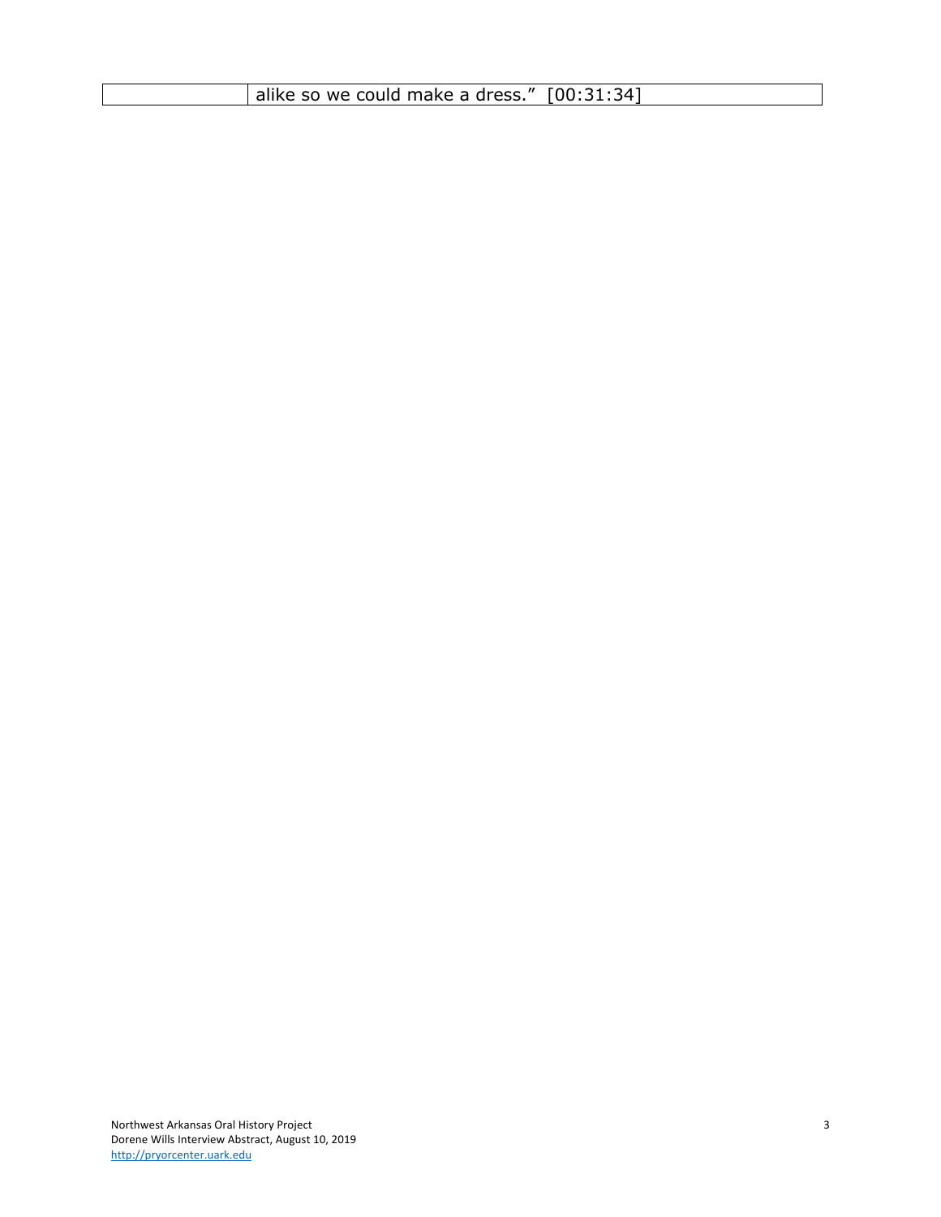| | |
|---|---|
| | alike so we could make a dress." [00:31:34] |